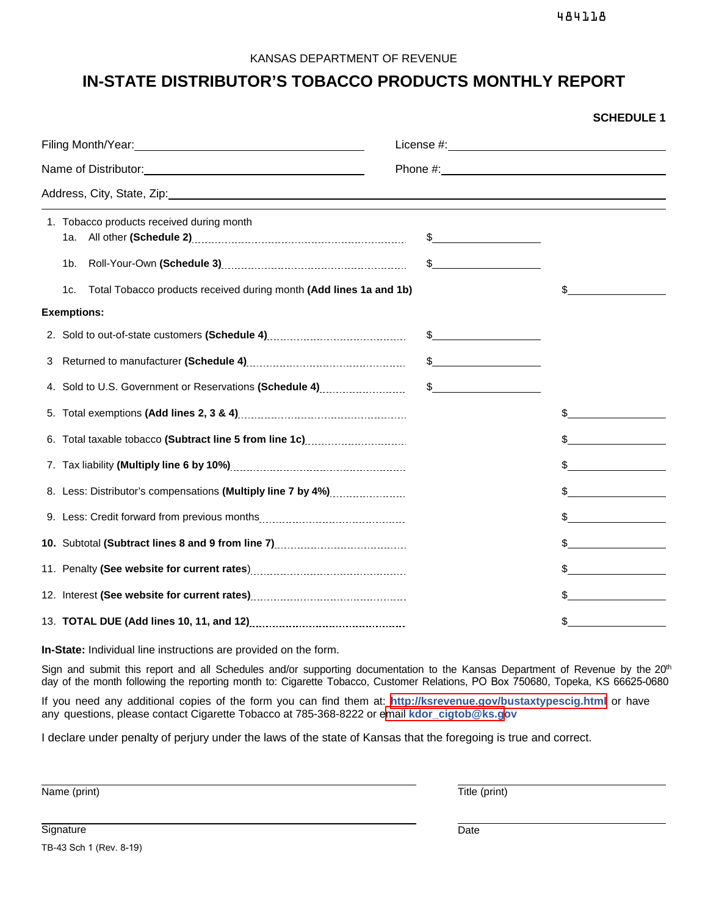484118

KANSAS DEPARTMENT OF REVENUE

# IN-STATE DISTRIBUTOR'S TOBACCO PRODUCTS MONTHLY REPORT

**SCHEDULE 1**

Filing Month/Year: ______________________ License #: ______________________

Name of Distributor: ______________________ Phone #: ______________________

Address, City, State, Zip: ____________________________________________

| | | |
|---|---|---|
| 1. Tobacco products received during month | | |
| 1a. All other **(Schedule 2)** | $ | |
| 1b. Roll-Your-Own **(Schedule 3)** | $ | |
| 1c. Total Tobacco products received during month **(Add lines 1a and 1b)** | | $ |
| **Exemptions:** | | |
| 2. Sold to out-of-state customers **(Schedule 4)** | $ | |
| 3 Returned to manufacturer **(Schedule 4)** | $ | |
| 4. Sold to U.S. Government or Reservations **(Schedule 4)** | $ | |
| 5. Total exemptions **(Add lines 2, 3 & 4)** | | $ |
| 6. Total taxable tobacco **(Subtract line 5 from line 1c)** | | $ |
| 7. Tax liability **(Multiply line 6 by 10%)** | | $ |
| 8. Less: Distributor's compensations **(Multiply line 7 by 4%)** | | $ |
| 9. Less: Credit forward from previous months | | $ |
| **10.** Subtotal **(Subtract lines 8 and 9 from line 7)** | | $ |
| 11. Penalty **(See website for current rates)** | | $ |
| 12. Interest **(See website for current rates)** | | $ |
| 13. **TOTAL DUE (Add lines 10, 11, and 12)** | | $ |

**In-State:** Individual line instructions are provided on the form.

Sign and submit this report and all Schedules and/or supporting documentation to the Kansas Department of Revenue by the 20th day of the month following the reporting month to: Cigarette Tobacco, Customer Relations, PO Box 750680, Topeka, KS 66625-0680

If you need any additional copies of the form you can find them at: **http://ksrevenue.gov/bustaxtypescig.html** or have any questions, please contact Cigarette Tobacco at 785-368-8222 or email **kdor_cigtob@ks.gov**

I declare under penalty of perjury under the laws of the state of Kansas that the foregoing is true and correct.

______________________ Name (print)    ______________________ Title (print)

______________________ Signature    ______________________ Date

TB-43 Sch 1 (Rev. 8-19)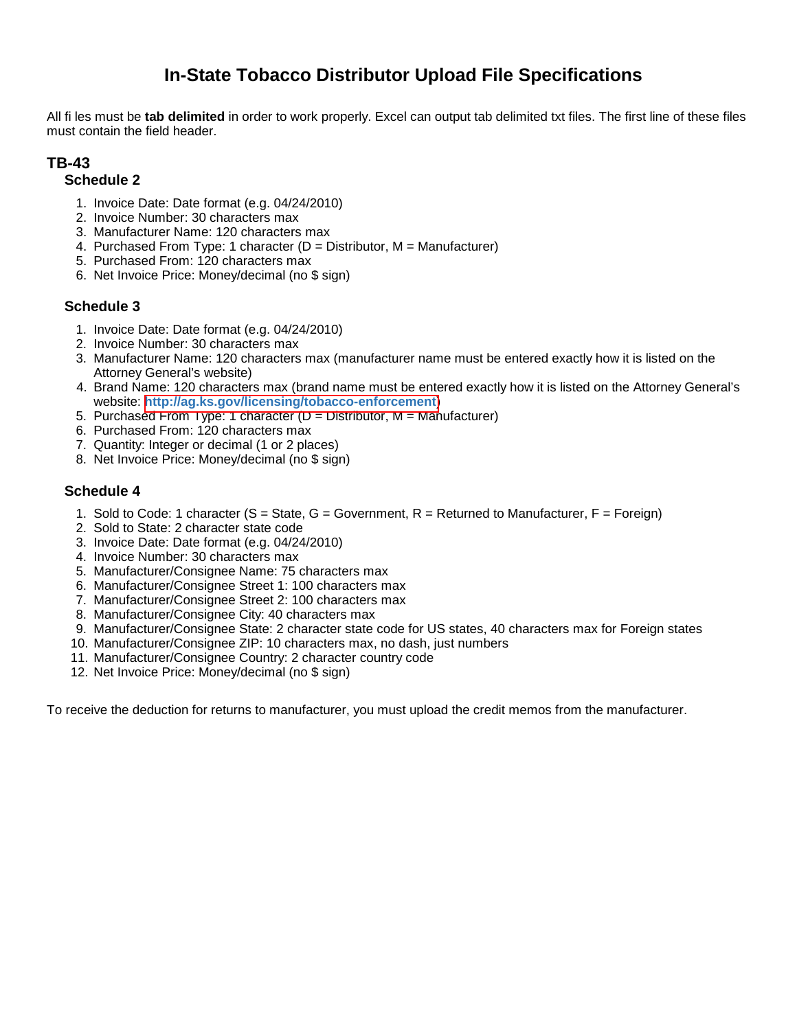# In-State Tobacco Distributor Upload File Specifications

All files must be **tab delimited** in order to work properly. Excel can output tab delimited txt files. The first line of these files must contain the field header.

## TB-43

### Schedule 2

1. Invoice Date: Date format (e.g. 04/24/2010)
2. Invoice Number: 30 characters max
3. Manufacturer Name: 120 characters max
4. Purchased From Type: 1 character (D = Distributor, M = Manufacturer)
5. Purchased From: 120 characters max
6. Net Invoice Price: Money/decimal (no $ sign)

### Schedule 3

1. Invoice Date: Date format (e.g. 04/24/2010)
2. Invoice Number: 30 characters max
3. Manufacturer Name: 120 characters max (manufacturer name must be entered exactly how it is listed on the Attorney General's website)
4. Brand Name: 120 characters max (brand name must be entered exactly how it is listed on the Attorney General's website: **http://ag.ks.gov/licensing/tobacco-enforcement**)
5. Purchased From Type: 1 character (D = Distributor, M = Manufacturer)
6. Purchased From: 120 characters max
7. Quantity: Integer or decimal (1 or 2 places)
8. Net Invoice Price: Money/decimal (no $ sign)

### Schedule 4

1. Sold to Code: 1 character (S = State, G = Government, R = Returned to Manufacturer, F = Foreign)
2. Sold to State: 2 character state code
3. Invoice Date: Date format (e.g. 04/24/2010)
4. Invoice Number: 30 characters max
5. Manufacturer/Consignee Name: 75 characters max
6. Manufacturer/Consignee Street 1: 100 characters max
7. Manufacturer/Consignee Street 2: 100 characters max
8. Manufacturer/Consignee City: 40 characters max
9. Manufacturer/Consignee State: 2 character state code for US states, 40 characters max for Foreign states
10. Manufacturer/Consignee ZIP: 10 characters max, no dash, just numbers
11. Manufacturer/Consignee Country: 2 character country code
12. Net Invoice Price: Money/decimal (no $ sign)

To receive the deduction for returns to manufacturer, you must upload the credit memos from the manufacturer.